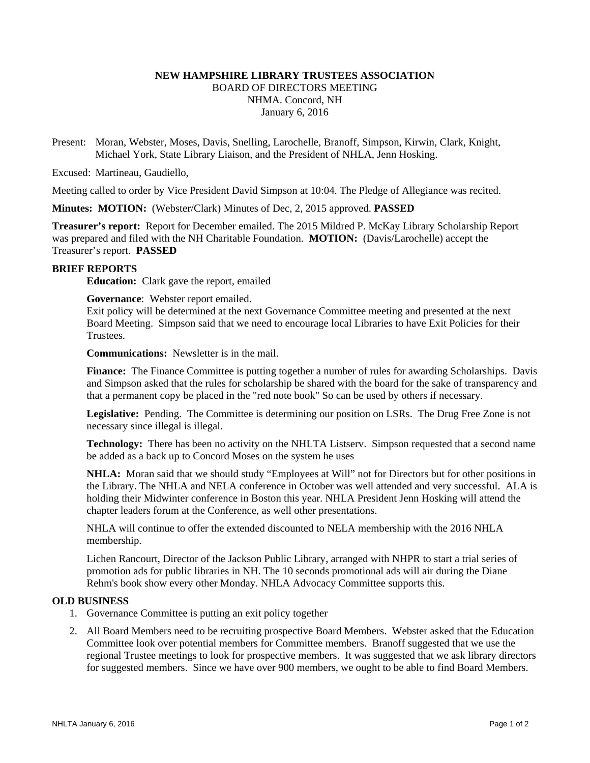# NEW HAMPSHIRE LIBRARY TRUSTEES ASSOCIATION

BOARD OF DIRECTORS MEETING
NHMA. Concord, NH
January 6, 2016

Present: Moran, Webster, Moses, Davis, Snelling, Larochelle, Branoff, Simpson, Kirwin, Clark, Knight, Michael York, State Library Liaison, and the President of NHLA, Jenn Hosking.

Excused: Martineau, Gaudiello,

Meeting called to order by Vice President David Simpson at 10:04. The Pledge of Allegiance was recited.

**Minutes: MOTION:** (Webster/Clark) Minutes of Dec, 2, 2015 approved. **PASSED**

**Treasurer's report:** Report for December emailed. The 2015 Mildred P. McKay Library Scholarship Report was prepared and filed with the NH Charitable Foundation. **MOTION:** (Davis/Larochelle) accept the Treasurer's report. **PASSED**

**BRIEF REPORTS**

**Education:** Clark gave the report, emailed

**Governance**: Webster report emailed.
Exit policy will be determined at the next Governance Committee meeting and presented at the next Board Meeting. Simpson said that we need to encourage local Libraries to have Exit Policies for their Trustees.

**Communications:** Newsletter is in the mail.

**Finance:** The Finance Committee is putting together a number of rules for awarding Scholarships. Davis and Simpson asked that the rules for scholarship be shared with the board for the sake of transparency and that a permanent copy be placed in the "red note book" So can be used by others if necessary.

**Legislative:** Pending. The Committee is determining our position on LSRs. The Drug Free Zone is not necessary since illegal is illegal.

**Technology:** There has been no activity on the NHLTA Listserv. Simpson requested that a second name be added as a back up to Concord Moses on the system he uses

**NHLA:** Moran said that we should study "Employees at Will" not for Directors but for other positions in the Library. The NHLA and NELA conference in October was well attended and very successful. ALA is holding their Midwinter conference in Boston this year. NHLA President Jenn Hosking will attend the chapter leaders forum at the Conference, as well other presentations.

NHLA will continue to offer the extended discounted to NELA membership with the 2016 NHLA membership.

Lichen Rancourt, Director of the Jackson Public Library, arranged with NHPR to start a trial series of promotion ads for public libraries in NH. The 10 seconds promotional ads will air during the Diane Rehm's book show every other Monday. NHLA Advocacy Committee supports this.

**OLD BUSINESS**

1. Governance Committee is putting an exit policy together
2. All Board Members need to be recruiting prospective Board Members. Webster asked that the Education Committee look over potential members for Committee members. Branoff suggested that we use the regional Trustee meetings to look for prospective members. It was suggested that we ask library directors for suggested members. Since we have over 900 members, we ought to be able to find Board Members.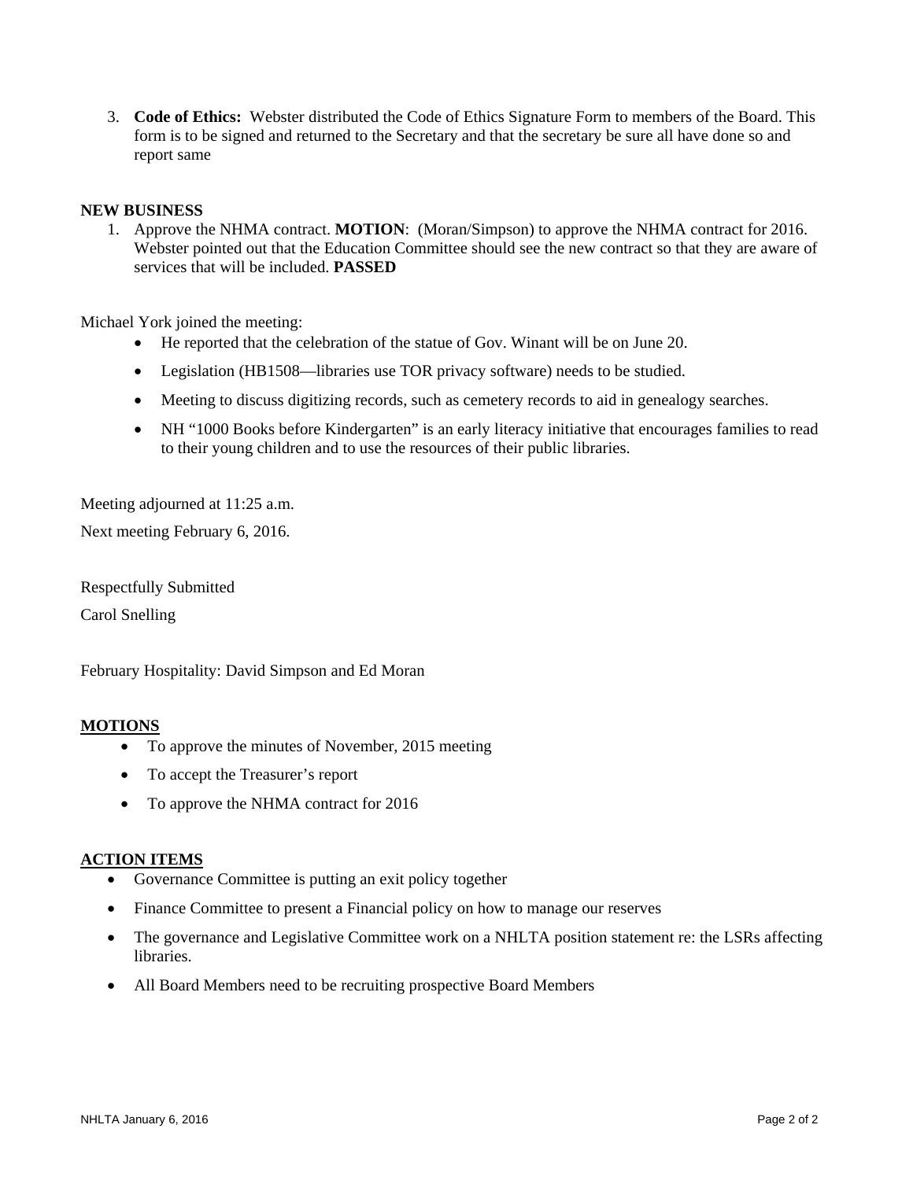3. **Code of Ethics:** Webster distributed the Code of Ethics Signature Form to members of the Board. This form is to be signed and returned to the Secretary and that the secretary be sure all have done so and report same

**NEW BUSINESS**

1. Approve the NHMA contract. **MOTION**: (Moran/Simpson) to approve the NHMA contract for 2016. Webster pointed out that the Education Committee should see the new contract so that they are aware of services that will be included. **PASSED**

Michael York joined the meeting:

- He reported that the celebration of the statue of Gov. Winant will be on June 20.
- Legislation (HB1508—libraries use TOR privacy software) needs to be studied.
- Meeting to discuss digitizing records, such as cemetery records to aid in genealogy searches.
- NH "1000 Books before Kindergarten" is an early literacy initiative that encourages families to read to their young children and to use the resources of their public libraries.

Meeting adjourned at 11:25 a.m.

Next meeting February 6, 2016.

Respectfully Submitted

Carol Snelling

February Hospitality: David Simpson and Ed Moran

**MOTIONS**

- To approve the minutes of November, 2015 meeting
- To accept the Treasurer's report
- To approve the NHMA contract for 2016

**ACTION ITEMS**

- Governance Committee is putting an exit policy together
- Finance Committee to present a Financial policy on how to manage our reserves
- The governance and Legislative Committee work on a NHLTA position statement re: the LSRs affecting libraries.
- All Board Members need to be recruiting prospective Board Members